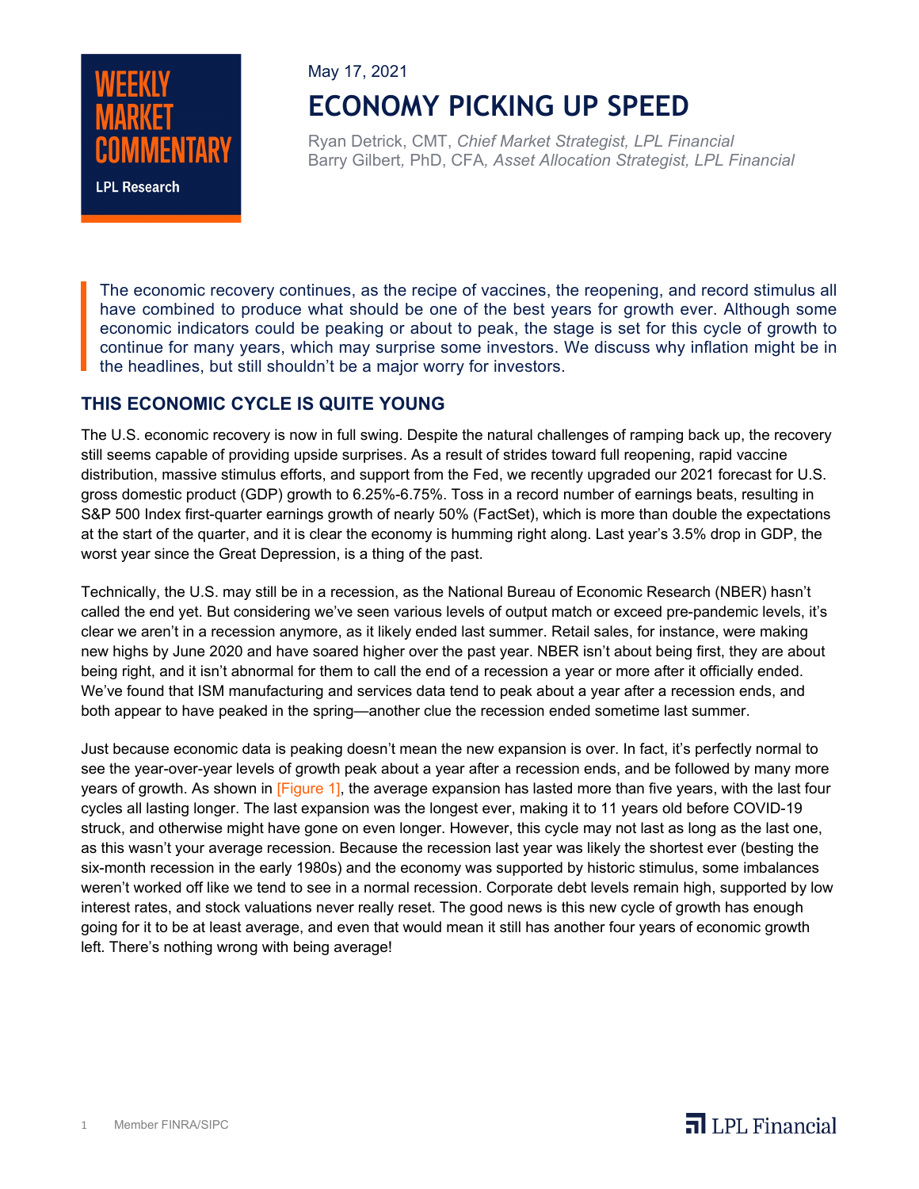WEEKLY MARKET COMMENTARY

LPL Research

May 17, 2021

# ECONOMY PICKING UP SPEED

Ryan Detrick, CMT, *Chief Market Strategist, LPL Financial*
Barry Gilbert, PhD, CFA, *Asset Allocation Strategist, LPL Financial*

The economic recovery continues, as the recipe of vaccines, the reopening, and record stimulus all have combined to produce what should be one of the best years for growth ever. Although some economic indicators could be peaking or about to peak, the stage is set for this cycle of growth to continue for many years, which may surprise some investors. We discuss why inflation might be in the headlines, but still shouldn't be a major worry for investors.

## THIS ECONOMIC CYCLE IS QUITE YOUNG

The U.S. economic recovery is now in full swing. Despite the natural challenges of ramping back up, the recovery still seems capable of providing upside surprises. As a result of strides toward full reopening, rapid vaccine distribution, massive stimulus efforts, and support from the Fed, we recently upgraded our 2021 forecast for U.S. gross domestic product (GDP) growth to 6.25%-6.75%. Toss in a record number of earnings beats, resulting in S&P 500 Index first-quarter earnings growth of nearly 50% (FactSet), which is more than double the expectations at the start of the quarter, and it is clear the economy is humming right along. Last year's 3.5% drop in GDP, the worst year since the Great Depression, is a thing of the past.

Technically, the U.S. may still be in a recession, as the National Bureau of Economic Research (NBER) hasn't called the end yet. But considering we've seen various levels of output match or exceed pre-pandemic levels, it's clear we aren't in a recession anymore, as it likely ended last summer. Retail sales, for instance, were making new highs by June 2020 and have soared higher over the past year. NBER isn't about being first, they are about being right, and it isn't abnormal for them to call the end of a recession a year or more after it officially ended. We've found that ISM manufacturing and services data tend to peak about a year after a recession ends, and both appear to have peaked in the spring—another clue the recession ended sometime last summer.

Just because economic data is peaking doesn't mean the new expansion is over. In fact, it's perfectly normal to see the year-over-year levels of growth peak about a year after a recession ends, and be followed by many more years of growth. As shown in [Figure 1], the average expansion has lasted more than five years, with the last four cycles all lasting longer. The last expansion was the longest ever, making it to 11 years old before COVID-19 struck, and otherwise might have gone on even longer. However, this cycle may not last as long as the last one, as this wasn't your average recession. Because the recession last year was likely the shortest ever (besting the six-month recession in the early 1980s) and the economy was supported by historic stimulus, some imbalances weren't worked off like we tend to see in a normal recession. Corporate debt levels remain high, supported by low interest rates, and stock valuations never really reset. The good news is this new cycle of growth has enough going for it to be at least average, and even that would mean it still has another four years of economic growth left. There's nothing wrong with being average!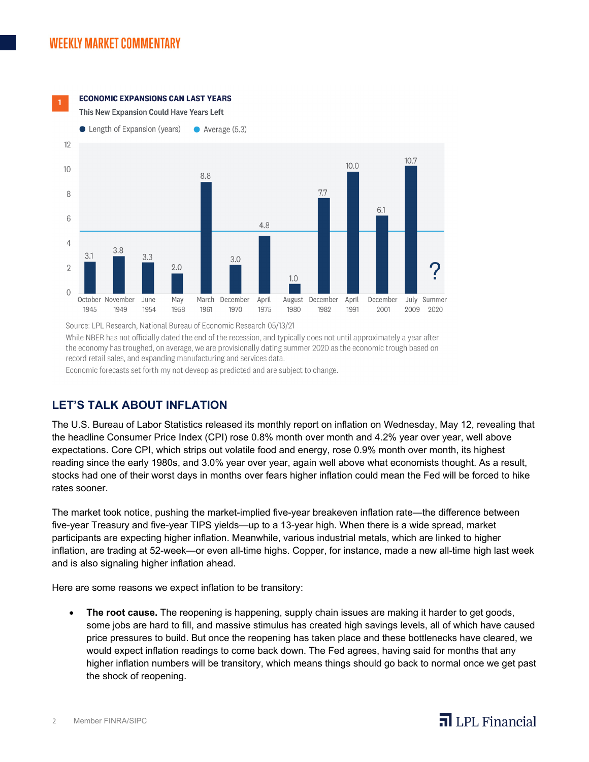1

**ECONOMIC EXPANSIONS CAN LAST YEARS**

This New Expansion Could Have Years Left

| Expansion Start | Length of Expansion (years) |
|---|---|
| October 1945 | 3.1 |
| November 1949 | 3.8 |
| June 1954 | 3.3 |
| May 1958 | 2.0 |
| March 1961 | 8.8 |
| December 1970 | 3.0 |
| April 1975 | 4.8 |
| August 1980 | 1.0 |
| December 1982 | 7.7 |
| April 1991 | 10.0 |
| December 2001 | 6.1 |
| July 2009 | 10.7 |
| Summer 2020 | ? |

Average (5.3)

Source: LPL Research, National Bureau of Economic Research 05/13/21

While NBER has not officially dated the end of the recession, and typically does not until approximately a year after the economy has troughed, on average, we are provisionally dating summer 2020 as the economic trough based on record retail sales, and expanding manufacturing and services data.

Economic forecasts set forth my not deveop as predicted and are subject to change.

## LET'S TALK ABOUT INFLATION

The U.S. Bureau of Labor Statistics released its monthly report on inflation on Wednesday, May 12, revealing that the headline Consumer Price Index (CPI) rose 0.8% month over month and 4.2% year over year, well above expectations. Core CPI, which strips out volatile food and energy, rose 0.9% month over month, its highest reading since the early 1980s, and 3.0% year over year, again well above what economists thought. As a result, stocks had one of their worst days in months over fears higher inflation could mean the Fed will be forced to hike rates sooner.

The market took notice, pushing the market-implied five-year breakeven inflation rate—the difference between five-year Treasury and five-year TIPS yields—up to a 13-year high. When there is a wide spread, market participants are expecting higher inflation. Meanwhile, various industrial metals, which are linked to higher inflation, are trading at 52-week—or even all-time highs. Copper, for instance, made a new all-time high last week and is also signaling higher inflation ahead.

Here are some reasons we expect inflation to be transitory:

- **The root cause.** The reopening is happening, supply chain issues are making it harder to get goods, some jobs are hard to fill, and massive stimulus has created high savings levels, all of which have caused price pressures to build. But once the reopening has taken place and these bottlenecks have cleared, we would expect inflation readings to come back down. The Fed agrees, having said for months that any higher inflation numbers will be transitory, which means things should go back to normal once we get past the shock of reopening.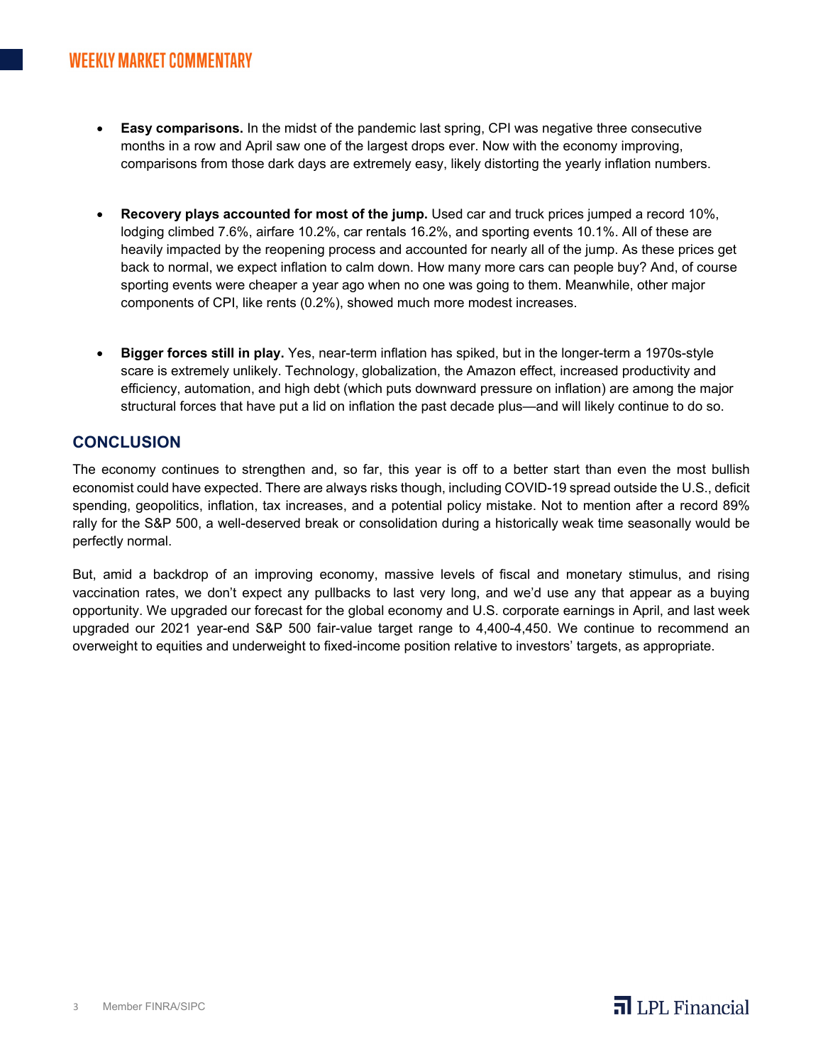- **Easy comparisons.** In the midst of the pandemic last spring, CPI was negative three consecutive months in a row and April saw one of the largest drops ever. Now with the economy improving, comparisons from those dark days are extremely easy, likely distorting the yearly inflation numbers.

- **Recovery plays accounted for most of the jump.** Used car and truck prices jumped a record 10%, lodging climbed 7.6%, airfare 10.2%, car rentals 16.2%, and sporting events 10.1%. All of these are heavily impacted by the reopening process and accounted for nearly all of the jump. As these prices get back to normal, we expect inflation to calm down. How many more cars can people buy? And, of course sporting events were cheaper a year ago when no one was going to them. Meanwhile, other major components of CPI, like rents (0.2%), showed much more modest increases.

- **Bigger forces still in play.** Yes, near-term inflation has spiked, but in the longer-term a 1970s-style scare is extremely unlikely. Technology, globalization, the Amazon effect, increased productivity and efficiency, automation, and high debt (which puts downward pressure on inflation) are among the major structural forces that have put a lid on inflation the past decade plus—and will likely continue to do so.

## CONCLUSION

The economy continues to strengthen and, so far, this year is off to a better start than even the most bullish economist could have expected. There are always risks though, including COVID-19 spread outside the U.S., deficit spending, geopolitics, inflation, tax increases, and a potential policy mistake. Not to mention after a record 89% rally for the S&P 500, a well-deserved break or consolidation during a historically weak time seasonally would be perfectly normal.

But, amid a backdrop of an improving economy, massive levels of fiscal and monetary stimulus, and rising vaccination rates, we don't expect any pullbacks to last very long, and we'd use any that appear as a buying opportunity. We upgraded our forecast for the global economy and U.S. corporate earnings in April, and last week upgraded our 2021 year-end S&P 500 fair-value target range to 4,400-4,450. We continue to recommend an overweight to equities and underweight to fixed-income position relative to investors' targets, as appropriate.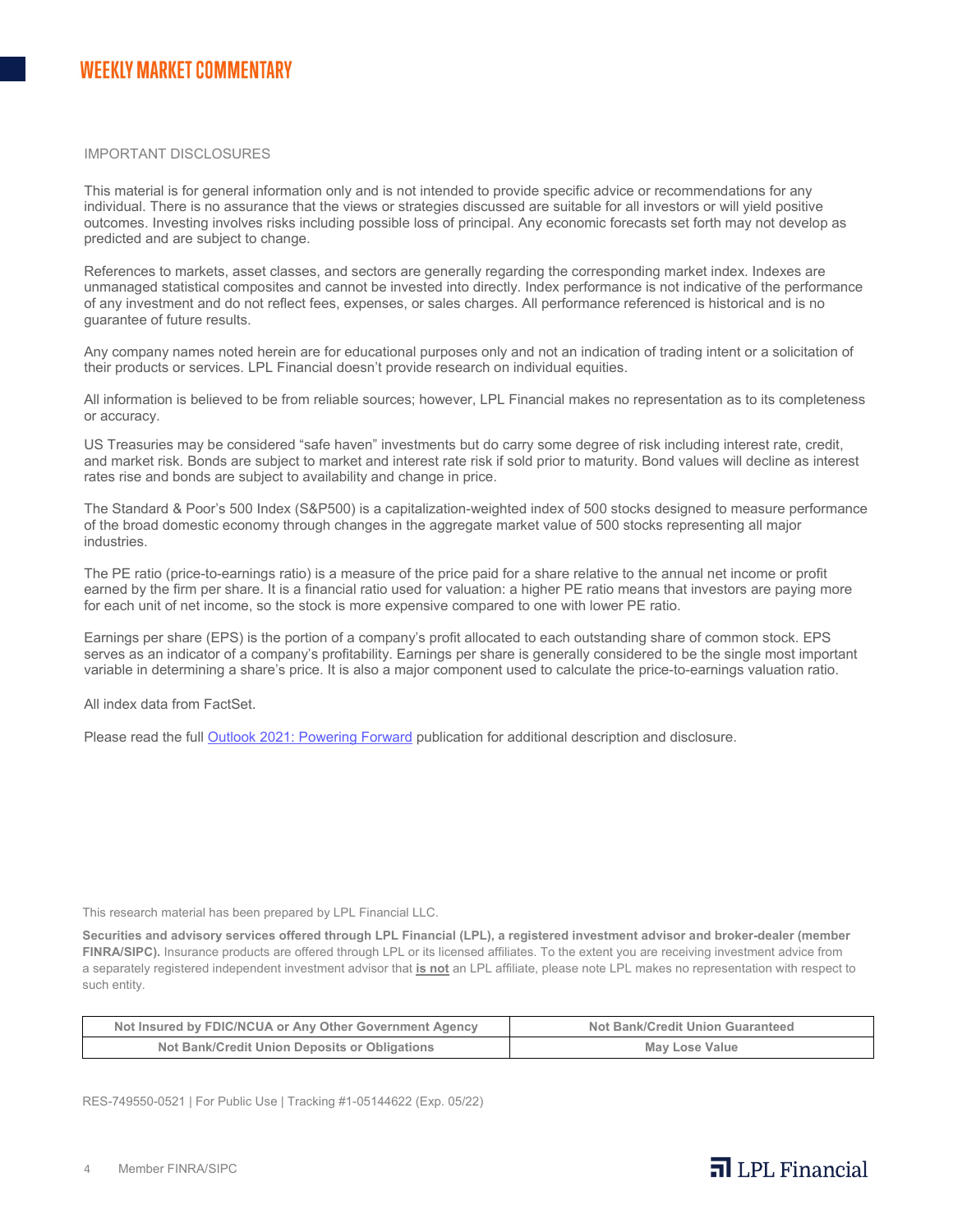IMPORTANT DISCLOSURES

This material is for general information only and is not intended to provide specific advice or recommendations for any individual. There is no assurance that the views or strategies discussed are suitable for all investors or will yield positive outcomes. Investing involves risks including possible loss of principal. Any economic forecasts set forth may not develop as predicted and are subject to change.

References to markets, asset classes, and sectors are generally regarding the corresponding market index. Indexes are unmanaged statistical composites and cannot be invested into directly. Index performance is not indicative of the performance of any investment and do not reflect fees, expenses, or sales charges. All performance referenced is historical and is no guarantee of future results.

Any company names noted herein are for educational purposes only and not an indication of trading intent or a solicitation of their products or services. LPL Financial doesn't provide research on individual equities.

All information is believed to be from reliable sources; however, LPL Financial makes no representation as to its completeness or accuracy.

US Treasuries may be considered "safe haven" investments but do carry some degree of risk including interest rate, credit, and market risk. Bonds are subject to market and interest rate risk if sold prior to maturity. Bond values will decline as interest rates rise and bonds are subject to availability and change in price.

The Standard & Poor's 500 Index (S&P500) is a capitalization-weighted index of 500 stocks designed to measure performance of the broad domestic economy through changes in the aggregate market value of 500 stocks representing all major industries.

The PE ratio (price-to-earnings ratio) is a measure of the price paid for a share relative to the annual net income or profit earned by the firm per share. It is a financial ratio used for valuation: a higher PE ratio means that investors are paying more for each unit of net income, so the stock is more expensive compared to one with lower PE ratio.

Earnings per share (EPS) is the portion of a company's profit allocated to each outstanding share of common stock. EPS serves as an indicator of a company's profitability. Earnings per share is generally considered to be the single most important variable in determining a share's price. It is also a major component used to calculate the price-to-earnings valuation ratio.

All index data from FactSet.

Please read the full Outlook 2021: Powering Forward publication for additional description and disclosure.

This research material has been prepared by LPL Financial LLC.

**Securities and advisory services offered through LPL Financial (LPL), a registered investment advisor and broker-dealer (member FINRA/SIPC).** Insurance products are offered through LPL or its licensed affiliates. To the extent you are receiving investment advice from a separately registered independent investment advisor that **is not** an LPL affiliate, please note LPL makes no representation with respect to such entity.

| | |
|---|---|
| **Not Insured by FDIC/NCUA or Any Other Government Agency** | **Not Bank/Credit Union Guaranteed** |
| **Not Bank/Credit Union Deposits or Obligations** | **May Lose Value** |

RES-749550-0521 | For Public Use | Tracking #1-05144622 (Exp. 05/22)

Member FINRA/SIPC

LPL Financial